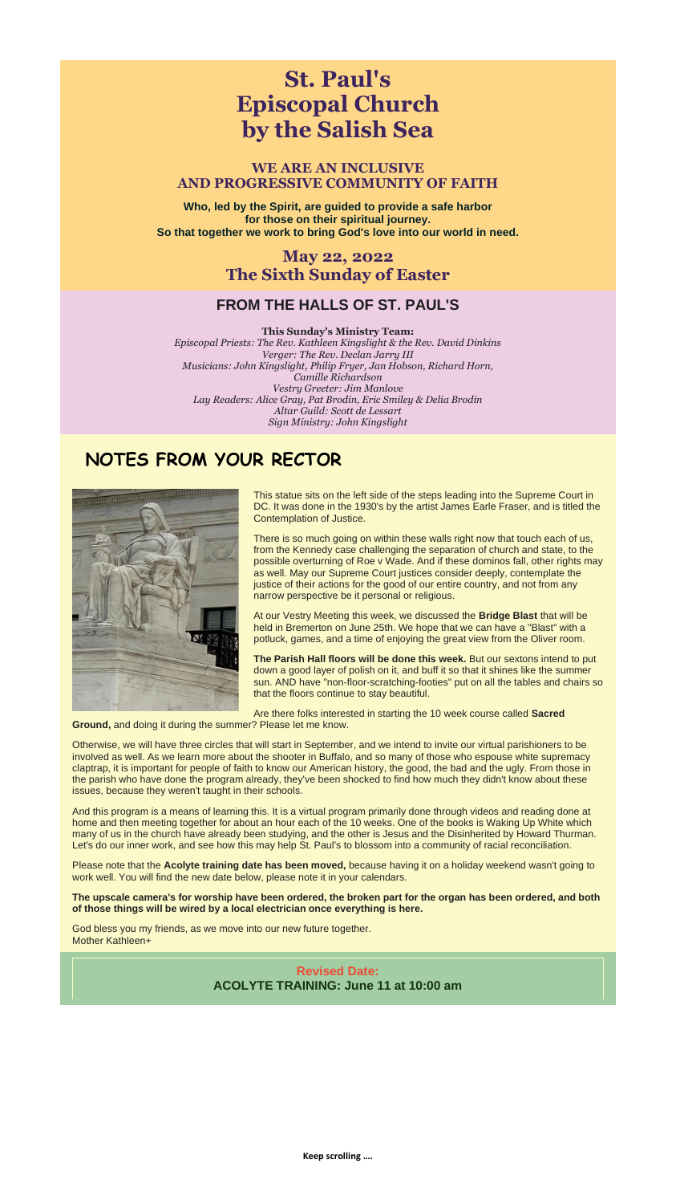# St. Paul's Episcopal Church by the Salish Sea

## WE ARE AN INCLUSIVE AND PROGRESSIVE COMMUNITY OF FAITH

**Who, led by the Spirit, are guided to provide a safe harbor for those on their spiritual journey. So that together we work to bring God's love into our world in need.**

## May 22, 2022
## The Sixth Sunday of Easter

## FROM THE HALLS OF ST. PAUL'S

**This Sunday's Ministry Team:**
*Episcopal Priests: The Rev. Kathleen Kingslight & the Rev. David Dinkins*
*Verger: The Rev. Declan Jarry III*
*Musicians: John Kingslight, Philip Fryer, Jan Hobson, Richard Horn, Camille Richardson*
*Vestry Greeter: Jim Manlove*
*Lay Readers: Alice Gray, Pat Brodin, Eric Smiley & Delia Brodin*
*Altar Guild: Scott de Lessart*
*Sign Ministry: John Kingslight*

## NOTES FROM YOUR RECTOR

This statue sits on the left side of the steps leading into the Supreme Court in DC. It was done in the 1930's by the artist James Earle Fraser, and is titled the Contemplation of Justice.

There is so much going on within these walls right now that touch each of us, from the Kennedy case challenging the separation of church and state, to the possible overturning of Roe v Wade. And if these dominos fall, other rights may as well. May our Supreme Court justices consider deeply, contemplate the justice of their actions for the good of our entire country, and not from any narrow perspective be it personal or religious.

At our Vestry Meeting this week, we discussed the **Bridge Blast** that will be held in Bremerton on June 25th. We hope that we can have a "Blast" with a potluck, games, and a time of enjoying the great view from the Oliver room.

**The Parish Hall floors will be done this week.** But our sextons intend to put down a good layer of polish on it, and buff it so that it shines like the summer sun. AND have "non-floor-scratching-footies" put on all the tables and chairs so that the floors continue to stay beautiful.

Are there folks interested in starting the 10 week course called **Sacred Ground,** and doing it during the summer? Please let me know.

Otherwise, we will have three circles that will start in September, and we intend to invite our virtual parishioners to be involved as well. As we learn more about the shooter in Buffalo, and so many of those who espouse white supremacy claptrap, it is important for people of faith to know our American history, the good, the bad and the ugly. From those in the parish who have done the program already, they've been shocked to find how much they didn't know about these issues, because they weren't taught in their schools.

And this program is a means of learning this. It is a virtual program primarily done through videos and reading done at home and then meeting together for about an hour each of the 10 weeks. One of the books is Waking Up White which many of us in the church have already been studying, and the other is Jesus and the Disinherited by Howard Thurman. Let's do our inner work, and see how this may help St. Paul's to blossom into a community of racial reconciliation.

Please note that the **Acolyte training date has been moved,** because having it on a holiday weekend wasn't going to work well. You will find the new date below, please note it in your calendars.

**The upscale camera's for worship have been ordered, the broken part for the organ has been ordered, and both of those things will be wired by a local electrician once everything is here.**

God bless you my friends, as we move into our new future together.
Mother Kathleen+

**Revised Date:**
**ACOLYTE TRAINING: June 11 at 10:00 am**

**Keep scrolling ….**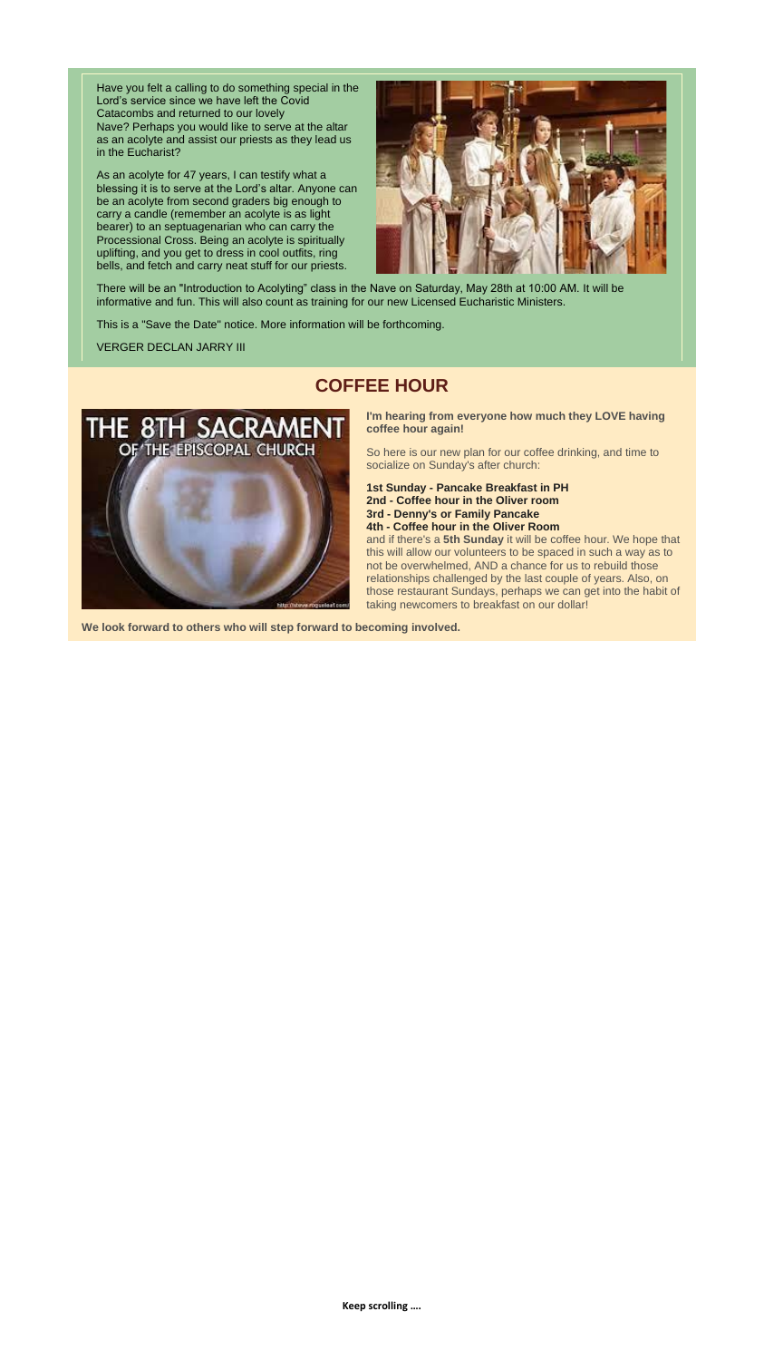Have you felt a calling to do something special in the Lord's service since we have left the Covid Catacombs and returned to our lovely Nave? Perhaps you would like to serve at the altar as an acolyte and assist our priests as they lead us in the Eucharist?

As an acolyte for 47 years, I can testify what a blessing it is to serve at the Lord's altar. Anyone can be an acolyte from second graders big enough to carry a candle (remember an acolyte is as light bearer) to an septuagenarian who can carry the Processional Cross. Being an acolyte is spiritually uplifting, and you get to dress in cool outfits, ring bells, and fetch and carry neat stuff for our priests.

There will be an "Introduction to Acolyting" class in the Nave on Saturday, May 28th at 10:00 AM. It will be informative and fun. This will also count as training for our new Licensed Eucharistic Ministers.

This is a "Save the Date" notice. More information will be forthcoming.

VERGER DECLAN JARRY III

## COFFEE HOUR

**I'm hearing from everyone how much they LOVE having coffee hour again!**

So here is our new plan for our coffee drinking, and time to socialize on Sunday's after church:

**1st Sunday - Pancake Breakfast in PH**
**2nd - Coffee hour in the Oliver room**
**3rd - Denny's or Family Pancake**
**4th - Coffee hour in the Oliver Room**
and if there's a **5th Sunday** it will be coffee hour. We hope that this will allow our volunteers to be spaced in such a way as to not be overwhelmed, AND a chance for us to rebuild those relationships challenged by the last couple of years. Also, on those restaurant Sundays, perhaps we can get into the habit of taking newcomers to breakfast on our dollar!

**We look forward to others who will step forward to becoming involved.**

**Keep scrolling ….**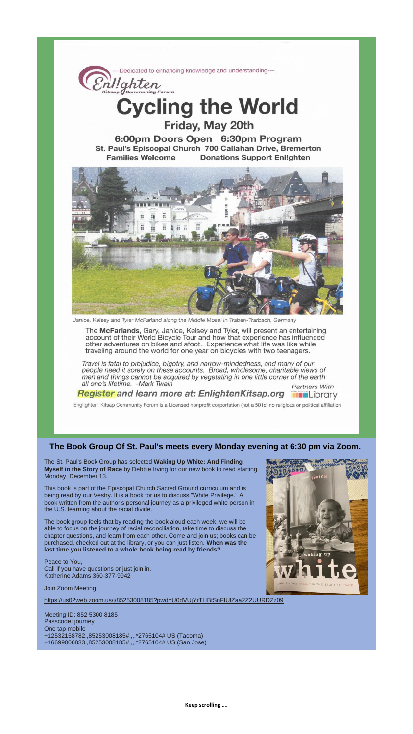---Dedicated to enhancing knowledge and understanding---

Enl!ghten
Kitsap Community Forum

# Cycling the World

## Friday, May 20th

**6:00pm Doors Open 6:30pm Program**
**St. Paul's Episcopal Church 700 Callahan Drive, Bremerton**
**Families Welcome Donations Support Enl!ghten**

Janice, Kelsey and Tyler McFarland along the Middle Mosel in Traben-Trarbach, Germany

The **McFarlands**, Gary, Janice, Kelsey and Tyler, will present an entertaining account of their World Bicycle Tour and how that experience has influenced other adventures on bikes and afoot. Experience what life was like while traveling around the world for one year on bicycles with two teenagers.

*Travel is fatal to prejudice, bigotry, and narrow-mindedness, and many of our people need it sorely on these accounts. Broad, wholesome, charitable views of men and things cannot be acquired by vegetating in one little corner of the earth all one's lifetime. -Mark Twain*

*Partners With* Library

***Register and learn more at: EnlightenKitsap.org***

Engl!ghten: Kitsap Community Forum is a Licensed nonprofit corportation (not a 501c) no religious or political affiliation

## The Book Group Of St. Paul's meets every Monday evening at 6:30 pm via Zoom.

The St. Paul's Book Group has selected **Waking Up White: And Finding Myself in the Story of Race** by Debbie Irving for our new book to read starting Monday, December 13.

This book is part of the Episcopal Church Sacred Ground curriculum and is being read by our Vestry. It is a book for us to discuss "White Privilege." A book written from the author's personal journey as a privileged white person in the U.S. learning about the racial divide.

The book group feels that by reading the book aloud each week, we will be able to focus on the journey of racial reconciliation, take time to discuss the chapter questions, and learn from each other. Come and join us; books can be purchased, checked out at the library, or you can just listen. **When was the last time you listened to a whole book being read by friends?**

Peace to You,
Call if you have questions or just join in.
Katherine Adams 360-377-9942

Join Zoom Meeting

https://us02web.zoom.us/j/85253008185?pwd=U0dVUjYrTHBtSnFIUlZaa2Z2UURDZz09

Meeting ID: 852 5300 8185
Passcode: journey
One tap mobile
+12532158782,,85253008185#,,,,*2765104# US (Tacoma)
+16699006833,,85253008185#,,,,*2765104# US (San Jose)

**Keep scrolling ….**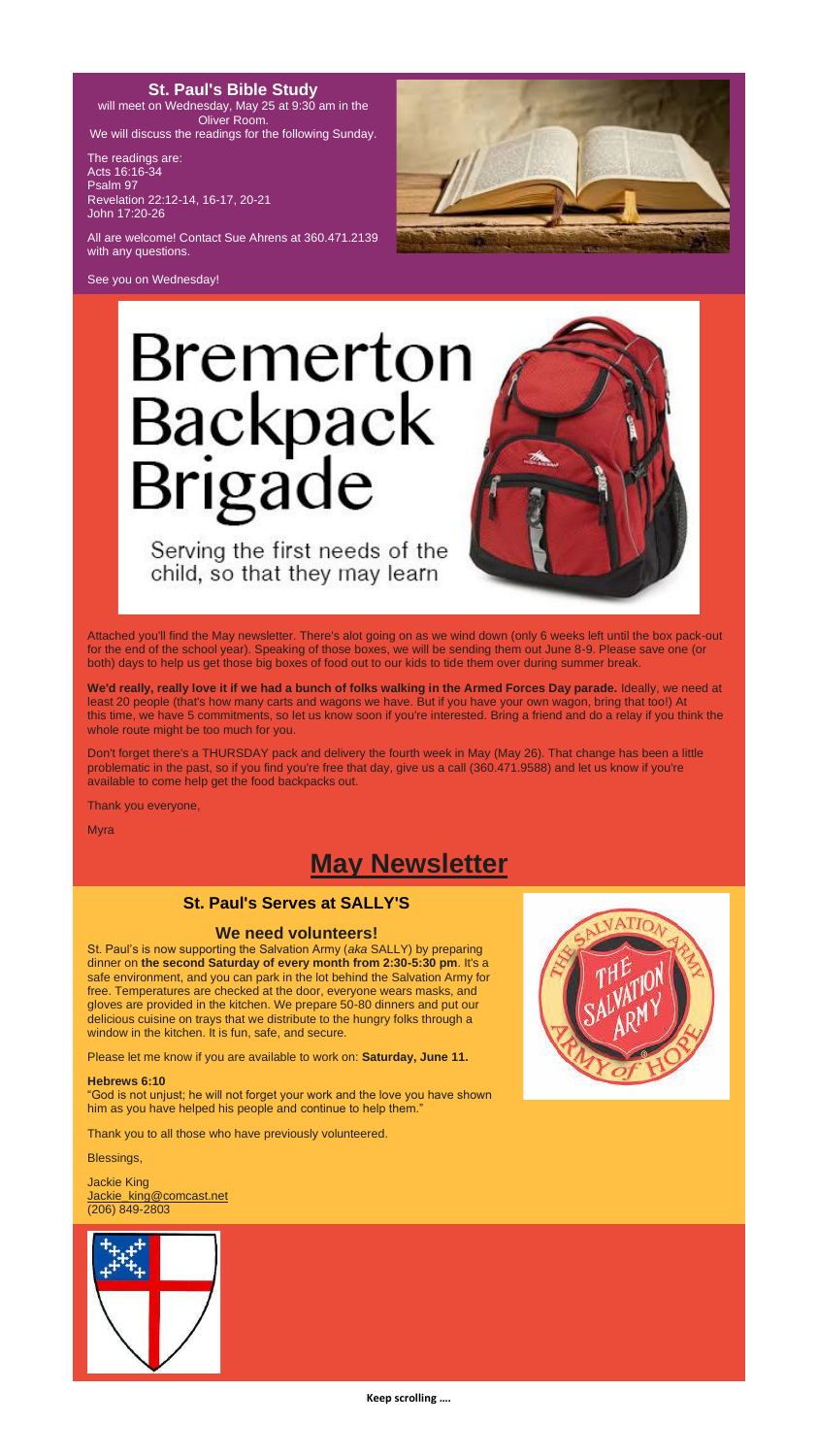## St. Paul's Bible Study

will meet on Wednesday, May 25 at 9:30 am in the Oliver Room.
We will discuss the readings for the following Sunday.

The readings are:
Acts 16:16-34
Psalm 97
Revelation 22:12-14, 16-17, 20-21
John 17:20-26

All are welcome! Contact Sue Ahrens at 360.471.2139 with any questions.

See you on Wednesday!

# Bremerton Backpack Brigade

Serving the first needs of the child, so that they may learn

Attached you'll find the May newsletter. There's alot going on as we wind down (only 6 weeks left until the box pack-out for the end of the school year). Speaking of those boxes, we will be sending them out June 8-9. Please save one (or both) days to help us get those big boxes of food out to our kids to tide them over during summer break.

**We'd really, really love it if we had a bunch of folks walking in the Armed Forces Day parade.** Ideally, we need at least 20 people (that's how many carts and wagons we have. But if you have your own wagon, bring that too!) At this time, we have 5 commitments, so let us know soon if you're interested. Bring a friend and do a relay if you think the whole route might be too much for you.

Don't forget there's a THURSDAY pack and delivery the fourth week in May (May 26). That change has been a little problematic in the past, so if you find you're free that day, give us a call (360.471.9588) and let us know if you're available to come help get the food backpacks out.

Thank you everyone,

Myra

## May Newsletter

### St. Paul's Serves at SALLY'S

### We need volunteers!

St. Paul's is now supporting the Salvation Army (*aka* SALLY) by preparing dinner on **the second Saturday of every month from 2:30-5:30 pm**. It's a safe environment, and you can park in the lot behind the Salvation Army for free. Temperatures are checked at the door, everyone wears masks, and gloves are provided in the kitchen. We prepare 50-80 dinners and put our delicious cuisine on trays that we distribute to the hungry folks through a window in the kitchen. It is fun, safe, and secure.

Please let me know if you are available to work on: **Saturday, June 11.**

**Hebrews 6:10**
"God is not unjust; he will not forget your work and the love you have shown him as you have helped his people and continue to help them."

Thank you to all those who have previously volunteered.

Blessings,

Jackie King
Jackie_king@comcast.net
(206) 849-2803

**Keep scrolling ….**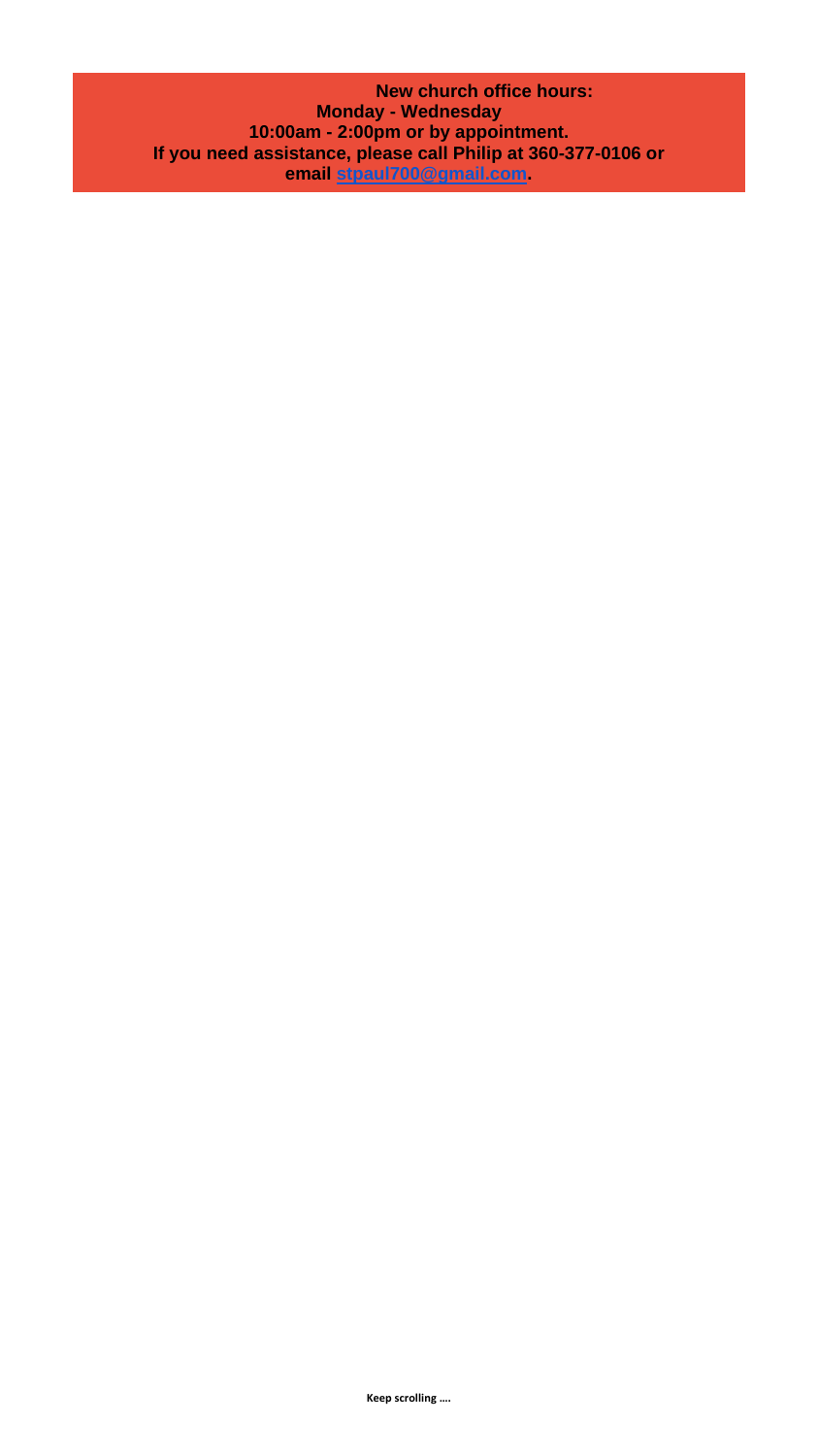**New church office hours:**
**Monday - Wednesday**
**10:00am - 2:00pm or by appointment.**
**If you need assistance, please call Philip at 360-377-0106 or email [stpaul700@gmail.com](mailto:stpaul700@gmail.com).**

**Keep scrolling ….**